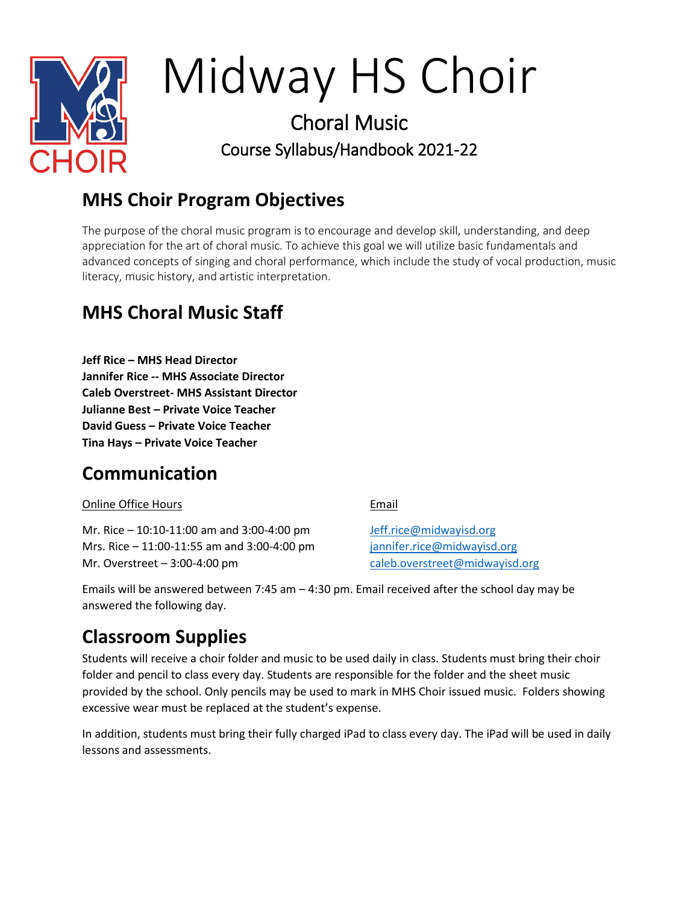# Midway HS Choir

## Choral Music

### Course Syllabus/Handbook 2021-22

## MHS Choir Program Objectives

The purpose of the choral music program is to encourage and develop skill, understanding, and deep appreciation for the art of choral music. To achieve this goal we will utilize basic fundamentals and advanced concepts of singing and choral performance, which include the study of vocal production, music literacy, music history, and artistic interpretation.

## MHS Choral Music Staff

**Jeff Rice – MHS Head Director**
**Jannifer Rice -- MHS Associate Director**
**Caleb Overstreet- MHS Assistant Director**
**Julianne Best – Private Voice Teacher**
**David Guess – Private Voice Teacher**
**Tina Hays – Private Voice Teacher**

## Communication

| Online Office Hours | Email |
|---|---|
| Mr. Rice – 10:10-11:00 am and 3:00-4:00 pm | Jeff.rice@midwayisd.org |
| Mrs. Rice – 11:00-11:55 am and 3:00-4:00 pm | jannifer.rice@midwayisd.org |
| Mr. Overstreet – 3:00-4:00 pm | caleb.overstreet@midwayisd.org |

Emails will be answered between 7:45 am – 4:30 pm. Email received after the school day may be answered the following day.

## Classroom Supplies

Students will receive a choir folder and music to be used daily in class. Students must bring their choir folder and pencil to class every day. Students are responsible for the folder and the sheet music provided by the school. Only pencils may be used to mark in MHS Choir issued music. Folders showing excessive wear must be replaced at the student's expense.

In addition, students must bring their fully charged iPad to class every day. The iPad will be used in daily lessons and assessments.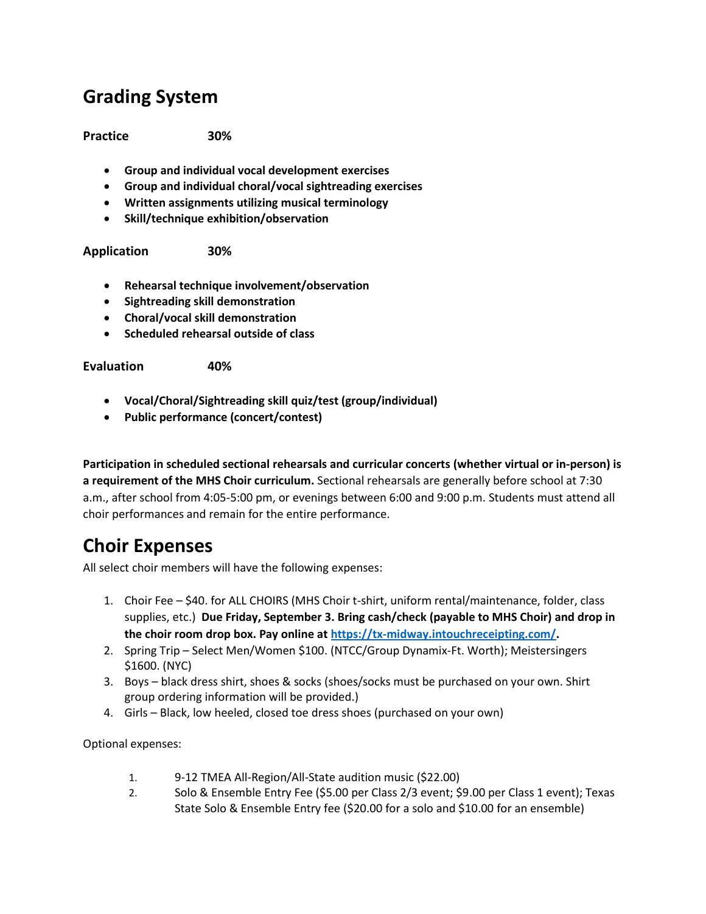# Grading System

**Practice 30%**

- **Group and individual vocal development exercises**
- **Group and individual choral/vocal sightreading exercises**
- **Written assignments utilizing musical terminology**
- **Skill/technique exhibition/observation**

**Application 30%**

- **Rehearsal technique involvement/observation**
- **Sightreading skill demonstration**
- **Choral/vocal skill demonstration**
- **Scheduled rehearsal outside of class**

**Evaluation 40%**

- **Vocal/Choral/Sightreading skill quiz/test (group/individual)**
- **Public performance (concert/contest)**

**Participation in scheduled sectional rehearsals and curricular concerts (whether virtual or in-person) is a requirement of the MHS Choir curriculum.** Sectional rehearsals are generally before school at 7:30 a.m., after school from 4:05-5:00 pm, or evenings between 6:00 and 9:00 p.m. Students must attend all choir performances and remain for the entire performance.

# Choir Expenses

All select choir members will have the following expenses:

1. Choir Fee – $40. for ALL CHOIRS (MHS Choir t-shirt, uniform rental/maintenance, folder, class supplies, etc.) **Due Friday, September 3. Bring cash/check (payable to MHS Choir) and drop in the choir room drop box. Pay online at [https://tx-midway.intouchreceipting.com/](https://tx-midway.intouchreceipting.com/).**
2. Spring Trip – Select Men/Women $100. (NTCC/Group Dynamix-Ft. Worth); Meistersingers $1600. (NYC)
3. Boys – black dress shirt, shoes & socks (shoes/socks must be purchased on your own. Shirt group ordering information will be provided.)
4. Girls – Black, low heeled, closed toe dress shoes (purchased on your own)

Optional expenses:

1. 9-12 TMEA All-Region/All-State audition music ($22.00)
2. Solo & Ensemble Entry Fee ($5.00 per Class 2/3 event; $9.00 per Class 1 event); Texas State Solo & Ensemble Entry fee ($20.00 for a solo and $10.00 for an ensemble)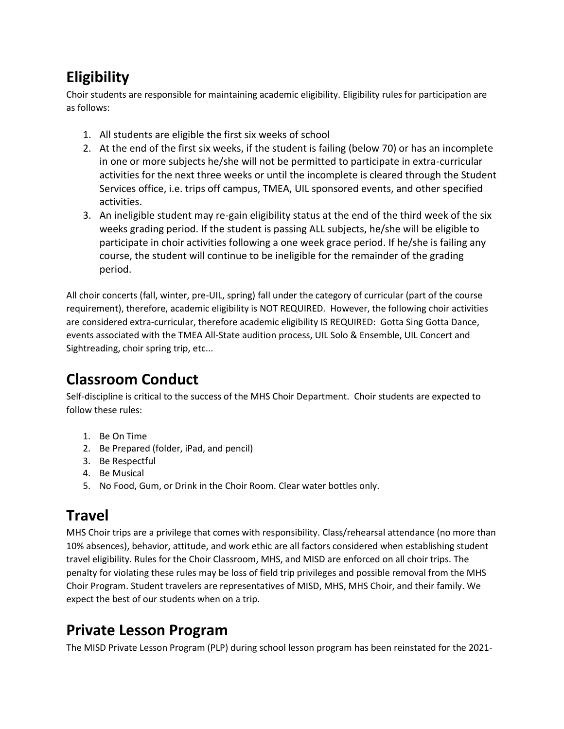## Eligibility

Choir students are responsible for maintaining academic eligibility. Eligibility rules for participation are as follows:

1. All students are eligible the first six weeks of school
2. At the end of the first six weeks, if the student is failing (below 70) or has an incomplete in one or more subjects he/she will not be permitted to participate in extra-curricular activities for the next three weeks or until the incomplete is cleared through the Student Services office, i.e. trips off campus, TMEA, UIL sponsored events, and other specified activities.
3. An ineligible student may re-gain eligibility status at the end of the third week of the six weeks grading period. If the student is passing ALL subjects, he/she will be eligible to participate in choir activities following a one week grace period. If he/she is failing any course, the student will continue to be ineligible for the remainder of the grading period.

All choir concerts (fall, winter, pre-UIL, spring) fall under the category of curricular (part of the course requirement), therefore, academic eligibility is NOT REQUIRED. However, the following choir activities are considered extra-curricular, therefore academic eligibility IS REQUIRED: Gotta Sing Gotta Dance, events associated with the TMEA All-State audition process, UIL Solo & Ensemble, UIL Concert and Sightreading, choir spring trip, etc...

## Classroom Conduct

Self-discipline is critical to the success of the MHS Choir Department. Choir students are expected to follow these rules:

1. Be On Time
2. Be Prepared (folder, iPad, and pencil)
3. Be Respectful
4. Be Musical
5. No Food, Gum, or Drink in the Choir Room. Clear water bottles only.

## Travel

MHS Choir trips are a privilege that comes with responsibility. Class/rehearsal attendance (no more than 10% absences), behavior, attitude, and work ethic are all factors considered when establishing student travel eligibility. Rules for the Choir Classroom, MHS, and MISD are enforced on all choir trips. The penalty for violating these rules may be loss of field trip privileges and possible removal from the MHS Choir Program. Student travelers are representatives of MISD, MHS, MHS Choir, and their family. We expect the best of our students when on a trip.

## Private Lesson Program

The MISD Private Lesson Program (PLP) during school lesson program has been reinstated for the 2021-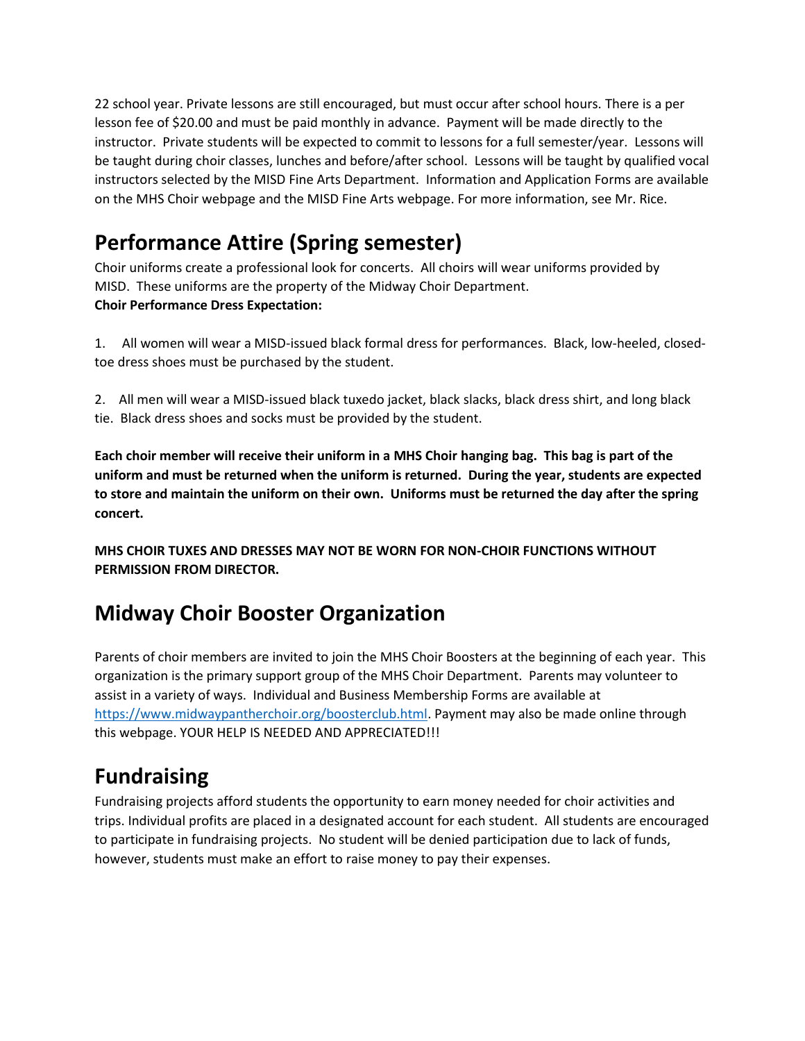22 school year. Private lessons are still encouraged, but must occur after school hours. There is a per lesson fee of $20.00 and must be paid monthly in advance. Payment will be made directly to the instructor. Private students will be expected to commit to lessons for a full semester/year. Lessons will be taught during choir classes, lunches and before/after school. Lessons will be taught by qualified vocal instructors selected by the MISD Fine Arts Department. Information and Application Forms are available on the MHS Choir webpage and the MISD Fine Arts webpage. For more information, see Mr. Rice.

## Performance Attire (Spring semester)

Choir uniforms create a professional look for concerts. All choirs will wear uniforms provided by MISD. These uniforms are the property of the Midway Choir Department.

**Choir Performance Dress Expectation:**

1. All women will wear a MISD-issued black formal dress for performances. Black, low-heeled, closed-toe dress shoes must be purchased by the student.

2. All men will wear a MISD-issued black tuxedo jacket, black slacks, black dress shirt, and long black tie. Black dress shoes and socks must be provided by the student.

**Each choir member will receive their uniform in a MHS Choir hanging bag. This bag is part of the uniform and must be returned when the uniform is returned. During the year, students are expected to store and maintain the uniform on their own. Uniforms must be returned the day after the spring concert.**

**MHS CHOIR TUXES AND DRESSES MAY NOT BE WORN FOR NON-CHOIR FUNCTIONS WITHOUT PERMISSION FROM DIRECTOR.**

## Midway Choir Booster Organization

Parents of choir members are invited to join the MHS Choir Boosters at the beginning of each year. This organization is the primary support group of the MHS Choir Department. Parents may volunteer to assist in a variety of ways. Individual and Business Membership Forms are available at https://www.midwaypantherchoir.org/boosterclub.html. Payment may also be made online through this webpage. YOUR HELP IS NEEDED AND APPRECIATED!!!

## Fundraising

Fundraising projects afford students the opportunity to earn money needed for choir activities and trips. Individual profits are placed in a designated account for each student. All students are encouraged to participate in fundraising projects. No student will be denied participation due to lack of funds, however, students must make an effort to raise money to pay their expenses.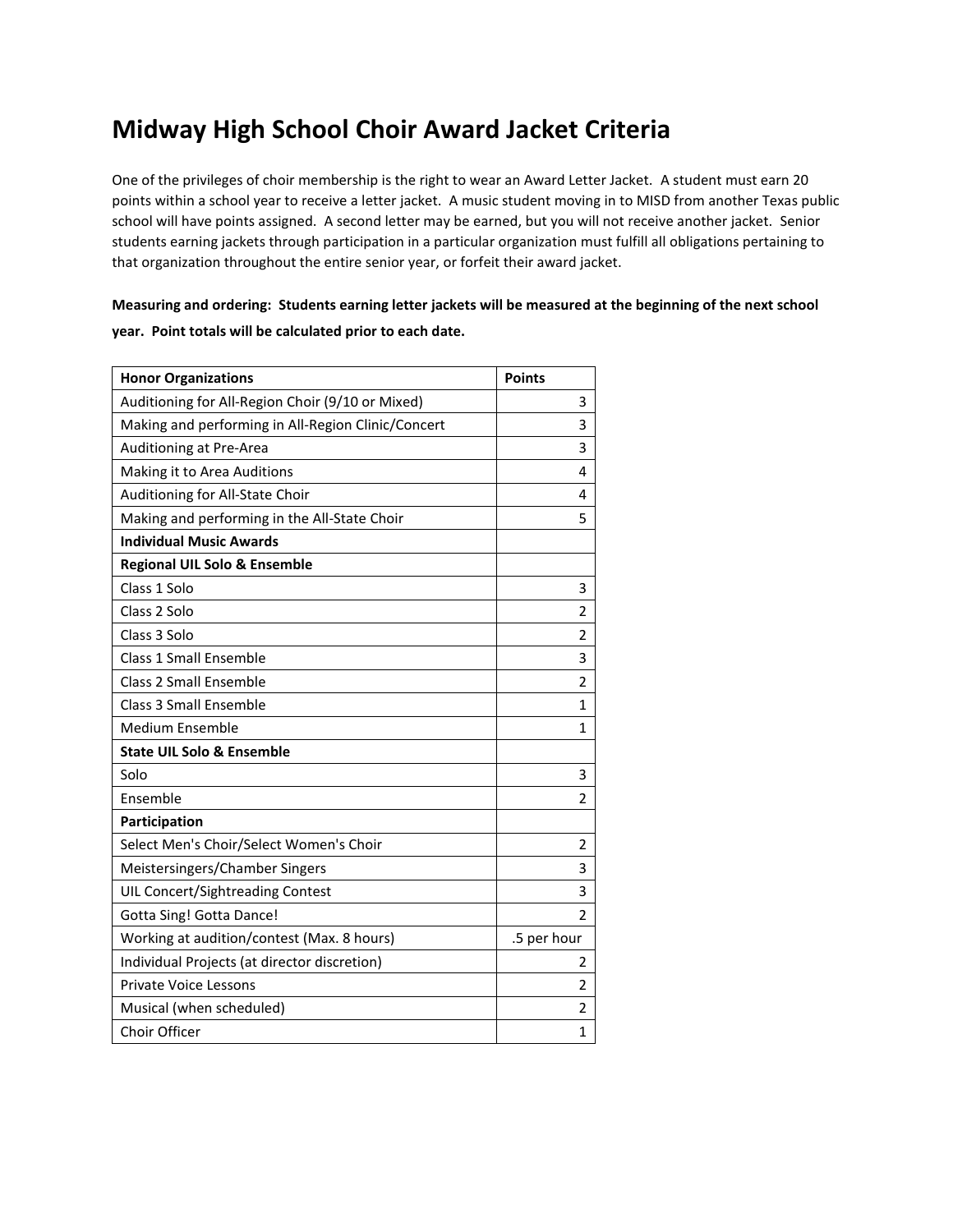# Midway High School Choir Award Jacket Criteria

One of the privileges of choir membership is the right to wear an Award Letter Jacket. A student must earn 20 points within a school year to receive a letter jacket. A music student moving in to MISD from another Texas public school will have points assigned. A second letter may be earned, but you will not receive another jacket. Senior students earning jackets through participation in a particular organization must fulfill all obligations pertaining to that organization throughout the entire senior year, or forfeit their award jacket.

**Measuring and ordering: Students earning letter jackets will be measured at the beginning of the next school year. Point totals will be calculated prior to each date.**

| **Honor Organizations** | **Points** |
|---|---|
| Auditioning for All-Region Choir (9/10 or Mixed) | 3 |
| Making and performing in All-Region Clinic/Concert | 3 |
| Auditioning at Pre-Area | 3 |
| Making it to Area Auditions | 4 |
| Auditioning for All-State Choir | 4 |
| Making and performing in the All-State Choir | 5 |
| **Individual Music Awards** | |
| **Regional UIL Solo & Ensemble** | |
| Class 1 Solo | 3 |
| Class 2 Solo | 2 |
| Class 3 Solo | 2 |
| Class 1 Small Ensemble | 3 |
| Class 2 Small Ensemble | 2 |
| Class 3 Small Ensemble | 1 |
| Medium Ensemble | 1 |
| **State UIL Solo & Ensemble** | |
| Solo | 3 |
| Ensemble | 2 |
| **Participation** | |
| Select Men's Choir/Select Women's Choir | 2 |
| Meistersingers/Chamber Singers | 3 |
| UIL Concert/Sightreading Contest | 3 |
| Gotta Sing! Gotta Dance! | 2 |
| Working at audition/contest (Max. 8 hours) | .5 per hour |
| Individual Projects (at director discretion) | 2 |
| Private Voice Lessons | 2 |
| Musical (when scheduled) | 2 |
| Choir Officer | 1 |